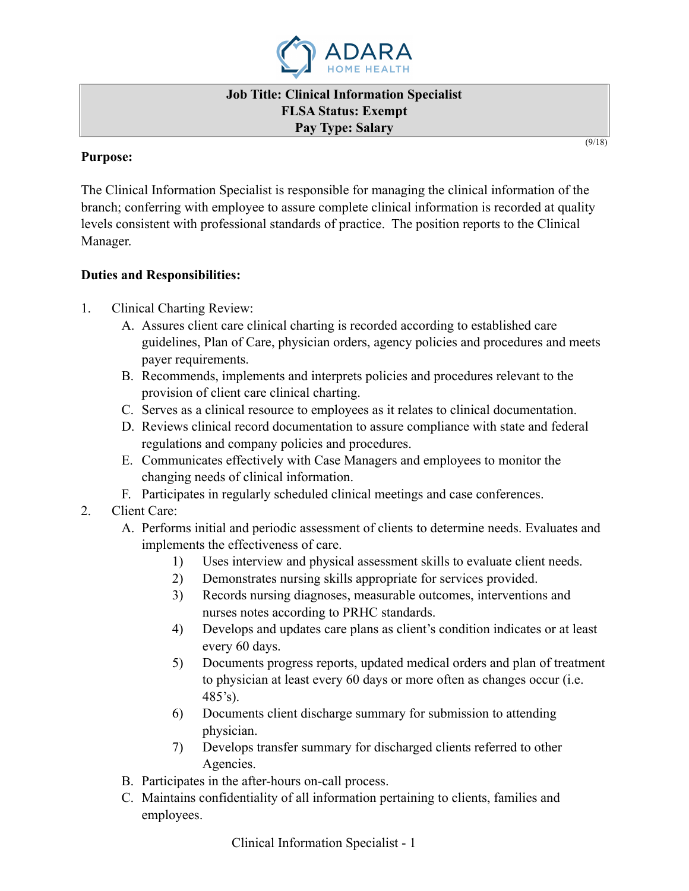ADARA HOME HEALTH

**Job Title: Clinical Information Specialist**
**FLSA Status: Exempt**
**Pay Type: Salary**

(9/18)

**Purpose:**

The Clinical Information Specialist is responsible for managing the clinical information of the branch; conferring with employee to assure complete clinical information is recorded at quality levels consistent with professional standards of practice. The position reports to the Clinical Manager.

**Duties and Responsibilities:**

1. Clinical Charting Review:
   A. Assures client care clinical charting is recorded according to established care guidelines, Plan of Care, physician orders, agency policies and procedures and meets payer requirements.
   B. Recommends, implements and interprets policies and procedures relevant to the provision of client care clinical charting.
   C. Serves as a clinical resource to employees as it relates to clinical documentation.
   D. Reviews clinical record documentation to assure compliance with state and federal regulations and company policies and procedures.
   E. Communicates effectively with Case Managers and employees to monitor the changing needs of clinical information.
   F. Participates in regularly scheduled clinical meetings and case conferences.
2. Client Care:
   A. Performs initial and periodic assessment of clients to determine needs. Evaluates and implements the effectiveness of care.
      1) Uses interview and physical assessment skills to evaluate client needs.
      2) Demonstrates nursing skills appropriate for services provided.
      3) Records nursing diagnoses, measurable outcomes, interventions and nurses notes according to PRHC standards.
      4) Develops and updates care plans as client's condition indicates or at least every 60 days.
      5) Documents progress reports, updated medical orders and plan of treatment to physician at least every 60 days or more often as changes occur (i.e. 485's).
      6) Documents client discharge summary for submission to attending physician.
      7) Develops transfer summary for discharged clients referred to other Agencies.
   B. Participates in the after-hours on-call process.
   C. Maintains confidentiality of all information pertaining to clients, families and employees.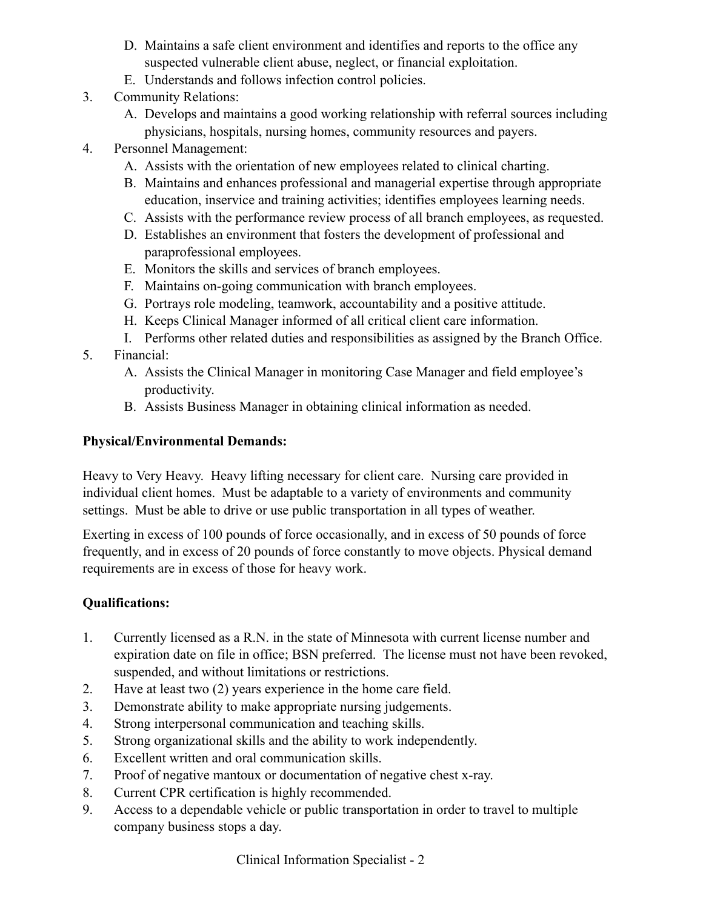D. Maintains a safe client environment and identifies and reports to the office any suspected vulnerable client abuse, neglect, or financial exploitation.
   E. Understands and follows infection control policies.

3. Community Relations:
   A. Develops and maintains a good working relationship with referral sources including physicians, hospitals, nursing homes, community resources and payers.

4. Personnel Management:
   A. Assists with the orientation of new employees related to clinical charting.
   B. Maintains and enhances professional and managerial expertise through appropriate education, inservice and training activities; identifies employees learning needs.
   C. Assists with the performance review process of all branch employees, as requested.
   D. Establishes an environment that fosters the development of professional and paraprofessional employees.
   E. Monitors the skills and services of branch employees.
   F. Maintains on-going communication with branch employees.
   G. Portrays role modeling, teamwork, accountability and a positive attitude.
   H. Keeps Clinical Manager informed of all critical client care information.
   I. Performs other related duties and responsibilities as assigned by the Branch Office.

5. Financial:
   A. Assists the Clinical Manager in monitoring Case Manager and field employee's productivity.
   B. Assists Business Manager in obtaining clinical information as needed.

**Physical/Environmental Demands:**

Heavy to Very Heavy. Heavy lifting necessary for client care. Nursing care provided in individual client homes. Must be adaptable to a variety of environments and community settings. Must be able to drive or use public transportation in all types of weather.

Exerting in excess of 100 pounds of force occasionally, and in excess of 50 pounds of force frequently, and in excess of 20 pounds of force constantly to move objects. Physical demand requirements are in excess of those for heavy work.

**Qualifications:**

1. Currently licensed as a R.N. in the state of Minnesota with current license number and expiration date on file in office; BSN preferred. The license must not have been revoked, suspended, and without limitations or restrictions.
2. Have at least two (2) years experience in the home care field.
3. Demonstrate ability to make appropriate nursing judgements.
4. Strong interpersonal communication and teaching skills.
5. Strong organizational skills and the ability to work independently.
6. Excellent written and oral communication skills.
7. Proof of negative mantoux or documentation of negative chest x-ray.
8. Current CPR certification is highly recommended.
9. Access to a dependable vehicle or public transportation in order to travel to multiple company business stops a day.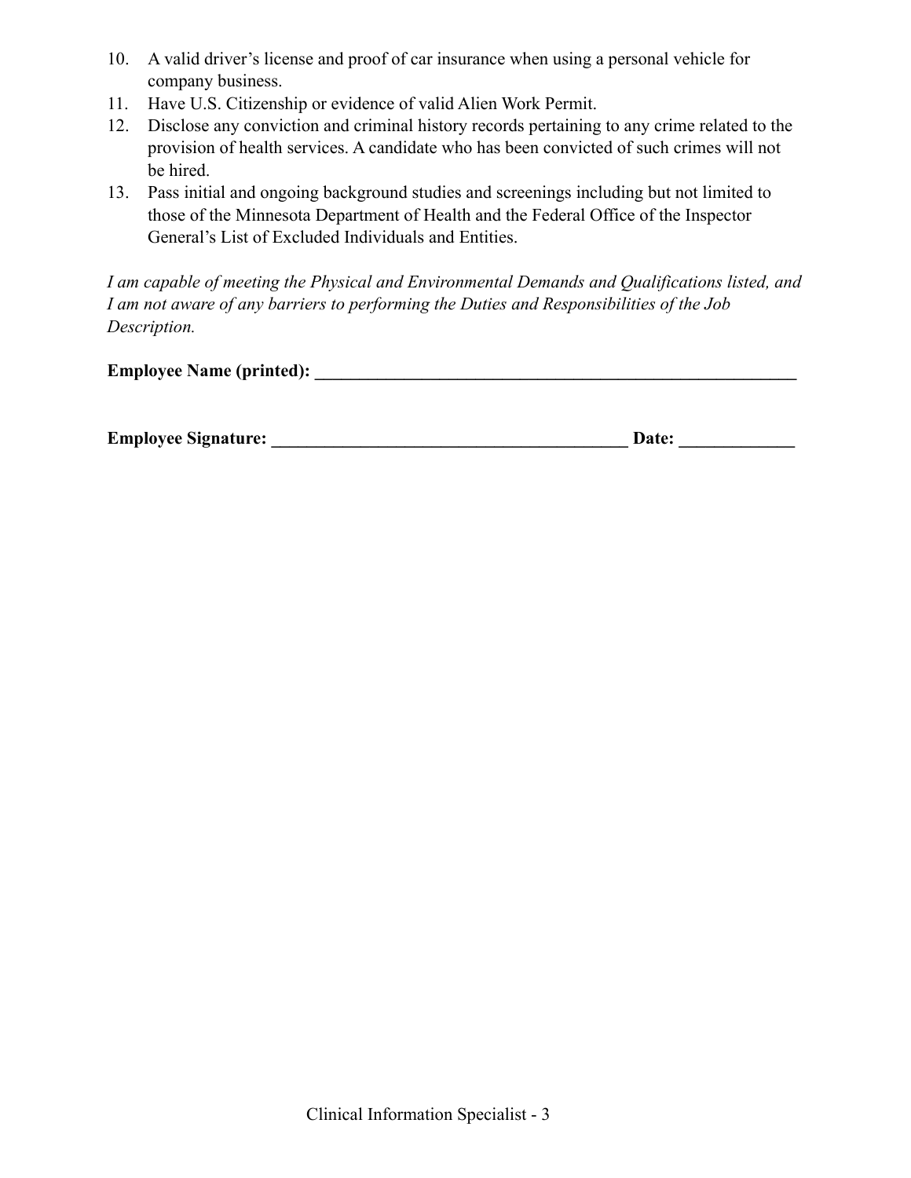10. A valid driver's license and proof of car insurance when using a personal vehicle for company business.
11. Have U.S. Citizenship or evidence of valid Alien Work Permit.
12. Disclose any conviction and criminal history records pertaining to any crime related to the provision of health services. A candidate who has been convicted of such crimes will not be hired.
13. Pass initial and ongoing background studies and screenings including but not limited to those of the Minnesota Department of Health and the Federal Office of the Inspector General's List of Excluded Individuals and Entities.

*I am capable of meeting the Physical and Environmental Demands and Qualifications listed, and I am not aware of any barriers to performing the Duties and Responsibilities of the Job Description.*

**Employee Name (printed): \_\_\_\_\_\_\_\_\_\_\_\_\_\_\_\_\_\_\_\_\_\_\_\_\_\_\_\_\_\_\_\_\_\_\_\_\_\_\_\_\_\_\_\_\_\_\_\_\_\_\_\_\_\_\_\_**

**Employee Signature: \_\_\_\_\_\_\_\_\_\_\_\_\_\_\_\_\_\_\_\_\_\_\_\_\_\_\_\_\_\_\_\_\_\_\_\_\_\_\_\_\_ Date: \_\_\_\_\_\_\_\_\_\_\_\_\_**